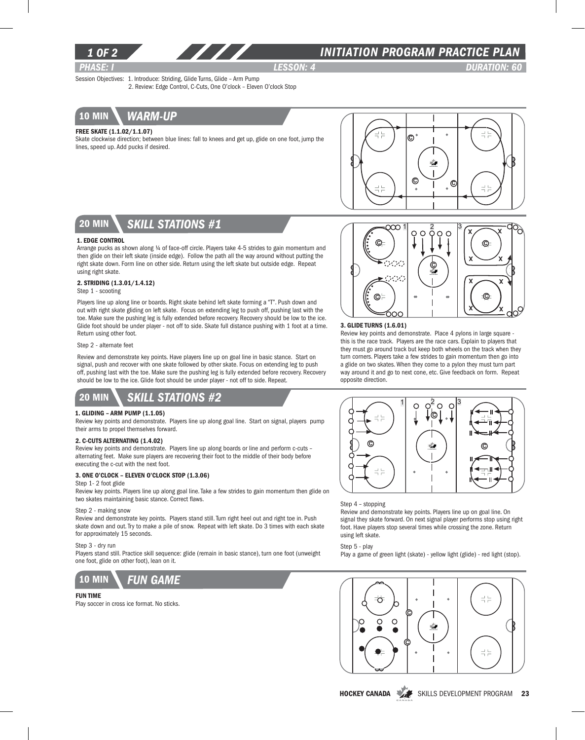# INITIATION PROGRAM PRACTICE PLAN

**PHASE: I** | **LESSON: 4** | **DURATION: 60**

Session Objectives: 1. Introduce: Striding, Glide Turns, Glide – Arm Pump
2. Review: Edge Control, C-Cuts, One O'clock – Eleven O'clock Stop

## 10 MIN WARM-UP

**FREE SKATE (1.1.02/1.1.07)**

Skate clockwise direction; between blue lines: fall to knees and get up, glide on one foot, jump the lines, speed up. Add pucks if desired.

## 20 MIN SKILL STATIONS #1

**1. EDGE CONTROL**

Arrange pucks as shown along ¼ of face-off circle. Players take 4-5 strides to gain momentum and then glide on their left skate (inside edge). Follow the path all the way around without putting the right skate down. Form line on other side. Return using the left skate but outside edge. Repeat using right skate.

**2. STRIDING (1.3.01/1.4.12)**

Step 1 - scooting

Players line up along line or boards. Right skate behind left skate forming a "T". Push down and out with right skate gliding on left skate. Focus on extending leg to push off, pushing last with the toe. Make sure the pushing leg is fully extended before recovery. Recovery should be low to the ice. Glide foot should be under player - not off to side. Skate full distance pushing with 1 foot at a time. Return using other foot.

Step 2 - alternate feet

Review and demonstrate key points. Have players line up on goal line in basic stance. Start on signal, push and recover with one skate followed by other skate. Focus on extending leg to push off, pushing last with the toe. Make sure the pushing leg is fully extended before recovery. Recovery should be low to the ice. Glide foot should be under player - not off to side. Repeat.

**3. GLIDE TURNS (1.6.01)**

Review key points and demonstrate. Place 4 pylons in large square - this is the race track. Players are the race cars. Explain to players that they must go around track but keep both wheels on the track when they turn corners. Players take a few strides to gain momentum then go into a glide on two skates. When they come to a pylon they must turn part way around it and go to next cone, etc. Give feedback on form. Repeat opposite direction.

## 20 MIN SKILL STATIONS #2

**1. GLIDING – ARM PUMP (1.1.05)**

Review key points and demonstrate. Players line up along goal line. Start on signal, players pump their arms to propel themselves forward.

**2. C-CUTS ALTERNATING (1.4.02)**

Review key points and demonstrate. Players line up along boards or line and perform c-cuts – alternating feet. Make sure players are recovering their foot to the middle of their body before executing the c-cut with the next foot.

**3. ONE O'CLOCK – ELEVEN O'CLOCK STOP (1.3.06)**

Step 1- 2 foot glide

Review key points. Players line up along goal line. Take a few strides to gain momentum then glide on two skates maintaining basic stance. Correct flaws.

Step 2 - making snow

Review and demonstrate key points. Players stand still. Turn right heel out and right toe in. Push skate down and out. Try to make a pile of snow. Repeat with left skate. Do 3 times with each skate for approximately 15 seconds.

Step 3 - dry run

Players stand still. Practice skill sequence: glide (remain in basic stance), turn one foot (unweight one foot, glide on other foot), lean on it.

Step 4 – stopping

Review and demonstrate key points. Players line up on goal line. On signal they skate forward. On next signal player performs stop using right foot. Have players stop several times while crossing the zone. Return using left skate.

Step 5 - play

Play a game of green light (skate) - yellow light (glide) - red light (stop).

## 10 MIN FUN GAME

**FUN TIME**

Play soccer in cross ice format. No sticks.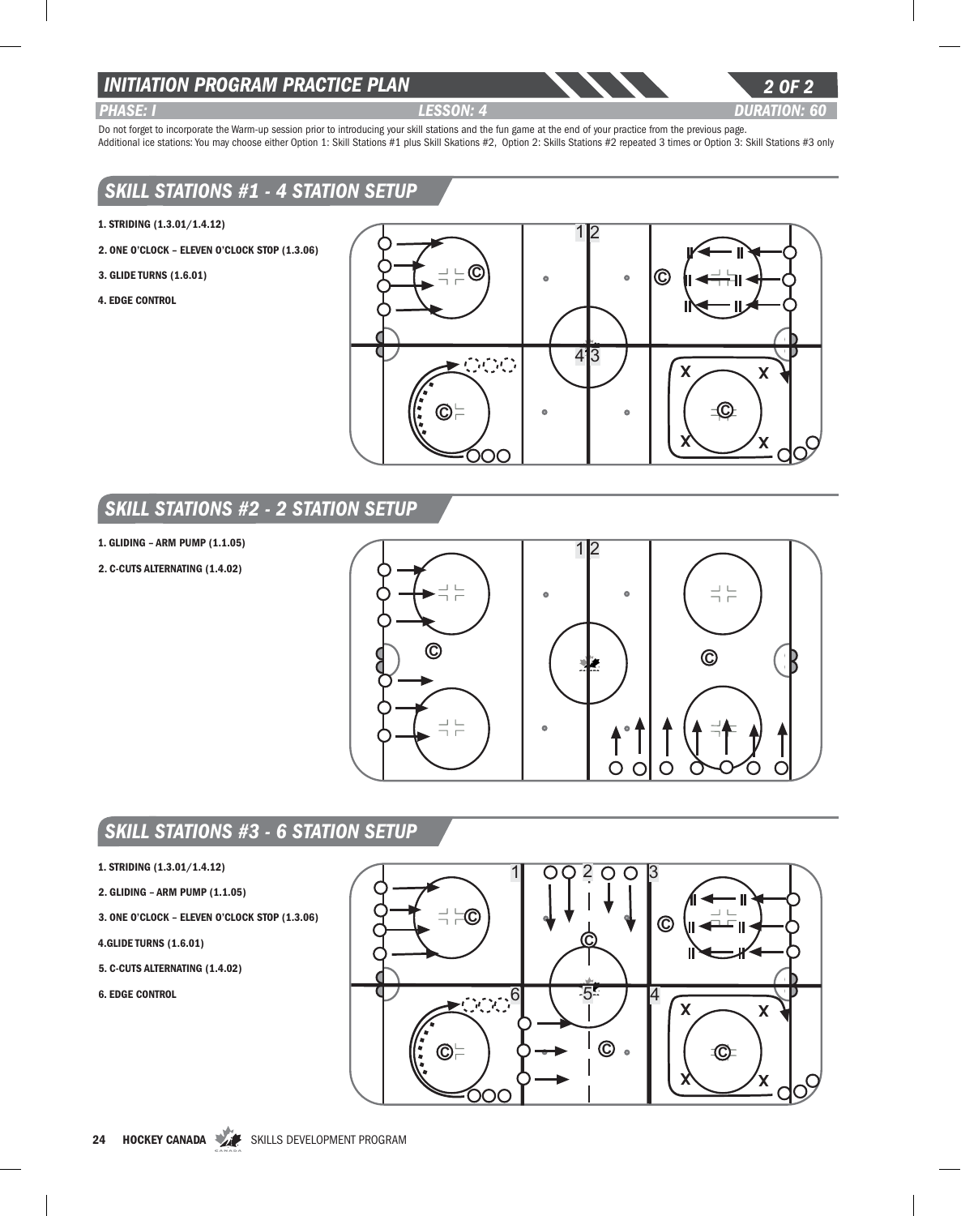# INITIATION PROGRAM PRACTICE PLAN

*PHASE: I* *LESSON: 4* *DURATION: 60*

Do not forget to incorporate the Warm-up session prior to introducing your skill stations and the fun game at the end of your practice from the previous page.
Additional ice stations: You may choose either Option 1: Skill Stations #1 plus Skill Skations #2, Option 2: Skills Stations #2 repeated 3 times or Option 3: Skill Stations #3 only

## SKILL STATIONS #1 - 4 STATION SETUP

1. STRIDING (1.3.01/1.4.12)
2. ONE O'CLOCK – ELEVEN O'CLOCK STOP (1.3.06)
3. GLIDE TURNS (1.6.01)
4. EDGE CONTROL

## SKILL STATIONS #2 - 2 STATION SETUP

1. GLIDING – ARM PUMP (1.1.05)
2. C-CUTS ALTERNATING (1.4.02)

## SKILL STATIONS #3 - 6 STATION SETUP

1. STRIDING (1.3.01/1.4.12)
2. GLIDING – ARM PUMP (1.1.05)
3. ONE O'CLOCK – ELEVEN O'CLOCK STOP (1.3.06)
4. GLIDE TURNS (1.6.01)
5. C-CUTS ALTERNATING (1.4.02)
6. EDGE CONTROL

HOCKEY CANADA SKILLS DEVELOPMENT PROGRAM